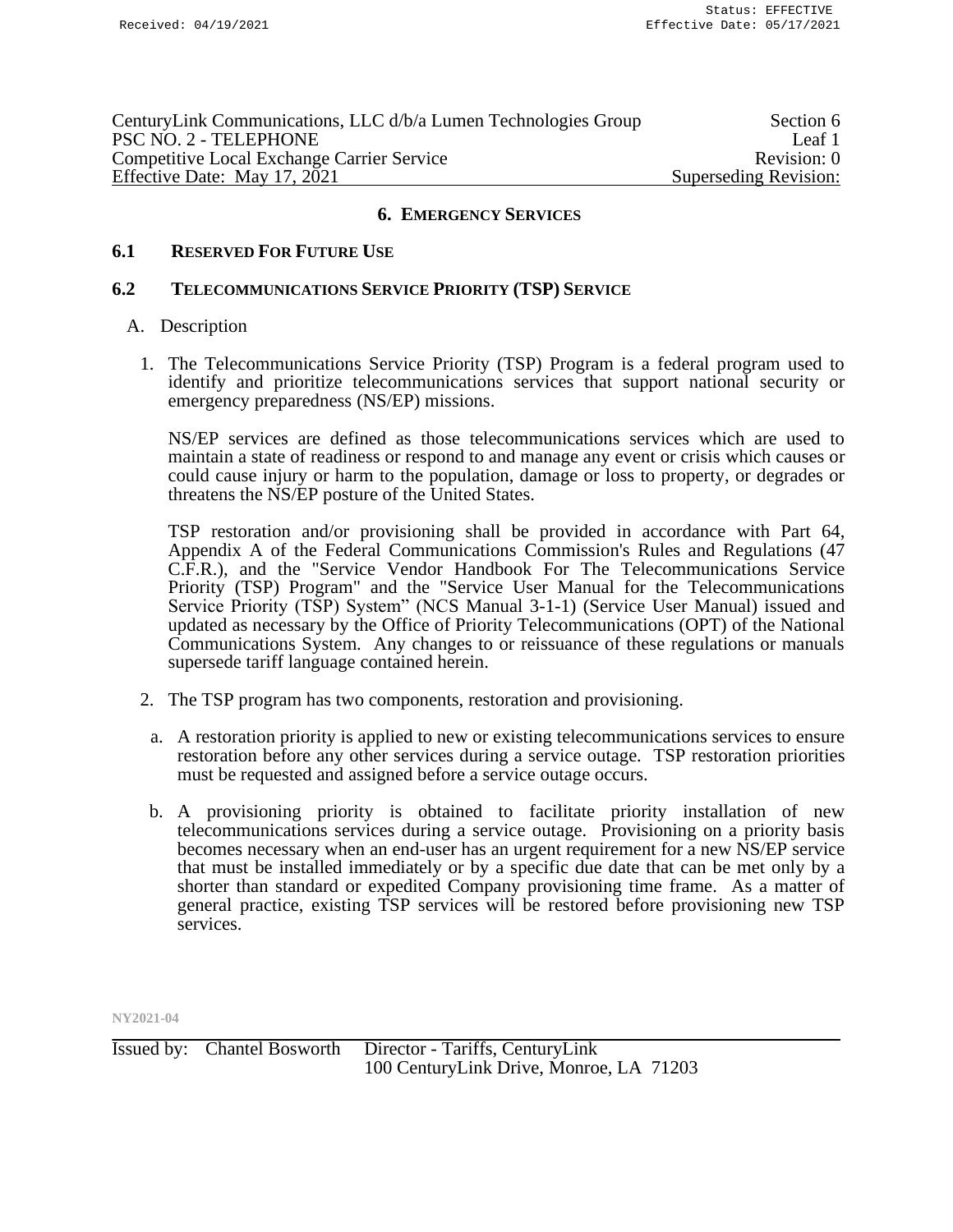# 6. EMERGENCY SERVICES

## 6.1 RESERVED FOR FUTURE USE

## 6.2 TELECOMMUNICATIONS SERVICE PRIORITY (TSP) SERVICE

A. Description

1. The Telecommunications Service Priority (TSP) Program is a federal program used to identify and prioritize telecommunications services that support national security or emergency preparedness (NS/EP) missions.

   NS/EP services are defined as those telecommunications services which are used to maintain a state of readiness or respond to and manage any event or crisis which causes or could cause injury or harm to the population, damage or loss to property, or degrades or threatens the NS/EP posture of the United States.

   TSP restoration and/or provisioning shall be provided in accordance with Part 64, Appendix A of the Federal Communications Commission's Rules and Regulations (47 C.F.R.), and the "Service Vendor Handbook For The Telecommunications Service Priority (TSP) Program" and the "Service User Manual for the Telecommunications Service Priority (TSP) System" (NCS Manual 3-1-1) (Service User Manual) issued and updated as necessary by the Office of Priority Telecommunications (OPT) of the National Communications System. Any changes to or reissuance of these regulations or manuals supersede tariff language contained herein.

2. The TSP program has two components, restoration and provisioning.

   a. A restoration priority is applied to new or existing telecommunications services to ensure restoration before any other services during a service outage. TSP restoration priorities must be requested and assigned before a service outage occurs.

   b. A provisioning priority is obtained to facilitate priority installation of new telecommunications services during a service outage. Provisioning on a priority basis becomes necessary when an end-user has an urgent requirement for a new NS/EP service that must be installed immediately or by a specific due date that can be met only by a shorter than standard or expedited Company provisioning time frame. As a matter of general practice, existing TSP services will be restored before provisioning new TSP services.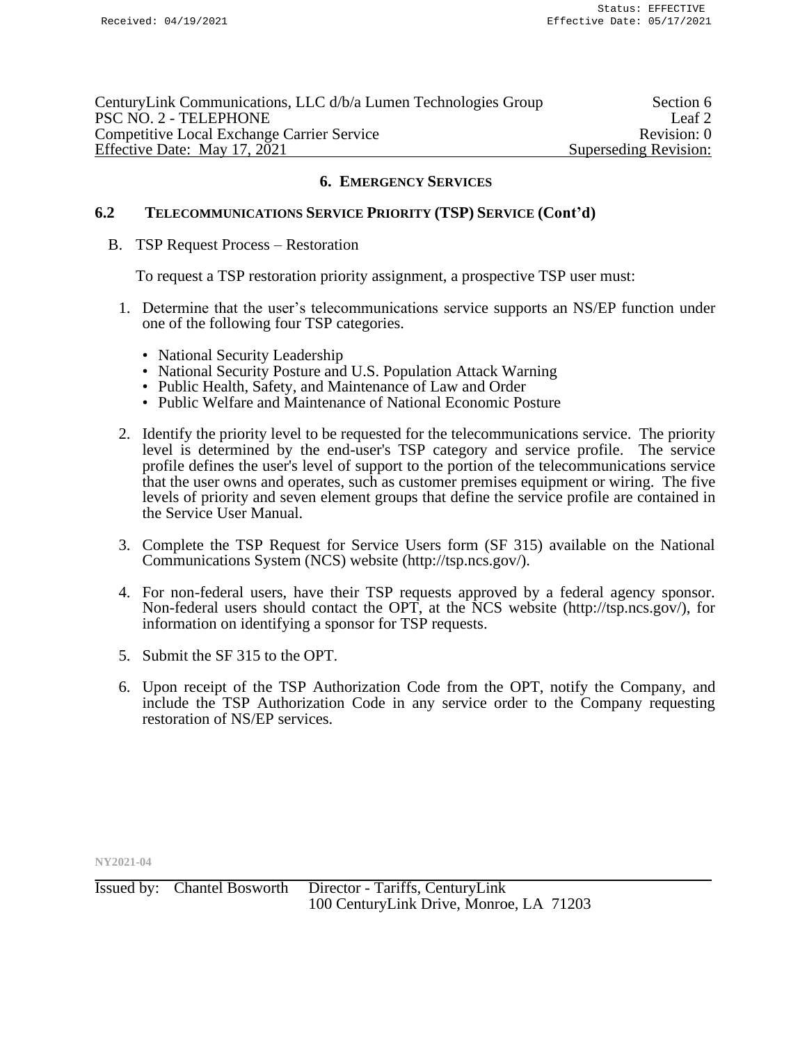## 6. EMERGENCY SERVICES

### 6.2 TELECOMMUNICATIONS SERVICE PRIORITY (TSP) SERVICE (Cont'd)

B. TSP Request Process – Restoration

To request a TSP restoration priority assignment, a prospective TSP user must:

1. Determine that the user's telecommunications service supports an NS/EP function under one of the following four TSP categories.
   - National Security Leadership
   - National Security Posture and U.S. Population Attack Warning
   - Public Health, Safety, and Maintenance of Law and Order
   - Public Welfare and Maintenance of National Economic Posture

2. Identify the priority level to be requested for the telecommunications service. The priority level is determined by the end-user's TSP category and service profile. The service profile defines the user's level of support to the portion of the telecommunications service that the user owns and operates, such as customer premises equipment or wiring. The five levels of priority and seven element groups that define the service profile are contained in the Service User Manual.

3. Complete the TSP Request for Service Users form (SF 315) available on the National Communications System (NCS) website (http://tsp.ncs.gov/).

4. For non-federal users, have their TSP requests approved by a federal agency sponsor. Non-federal users should contact the OPT, at the NCS website (http://tsp.ncs.gov/), for information on identifying a sponsor for TSP requests.

5. Submit the SF 315 to the OPT.

6. Upon receipt of the TSP Authorization Code from the OPT, notify the Company, and include the TSP Authorization Code in any service order to the Company requesting restoration of NS/EP services.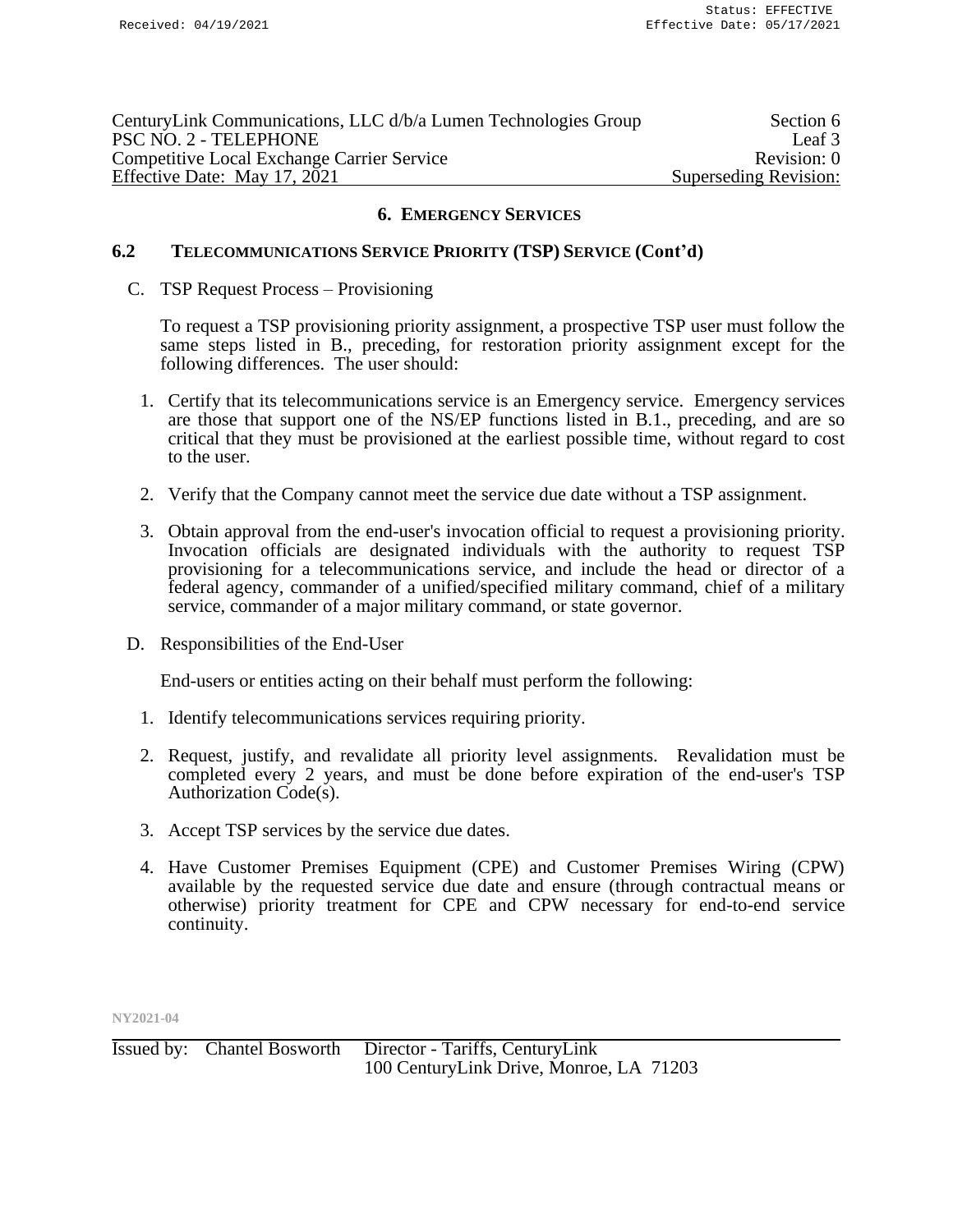## 6. EMERGENCY SERVICES

### 6.2 TELECOMMUNICATIONS SERVICE PRIORITY (TSP) SERVICE (Cont'd)

C. TSP Request Process – Provisioning

To request a TSP provisioning priority assignment, a prospective TSP user must follow the same steps listed in B., preceding, for restoration priority assignment except for the following differences. The user should:

1. Certify that its telecommunications service is an Emergency service. Emergency services are those that support one of the NS/EP functions listed in B.1., preceding, and are so critical that they must be provisioned at the earliest possible time, without regard to cost to the user.

2. Verify that the Company cannot meet the service due date without a TSP assignment.

3. Obtain approval from the end-user's invocation official to request a provisioning priority. Invocation officials are designated individuals with the authority to request TSP provisioning for a telecommunications service, and include the head or director of a federal agency, commander of a unified/specified military command, chief of a military service, commander of a major military command, or state governor.

D. Responsibilities of the End-User

End-users or entities acting on their behalf must perform the following:

1. Identify telecommunications services requiring priority.

2. Request, justify, and revalidate all priority level assignments. Revalidation must be completed every 2 years, and must be done before expiration of the end-user's TSP Authorization Code(s).

3. Accept TSP services by the service due dates.

4. Have Customer Premises Equipment (CPE) and Customer Premises Wiring (CPW) available by the requested service due date and ensure (through contractual means or otherwise) priority treatment for CPE and CPW necessary for end-to-end service continuity.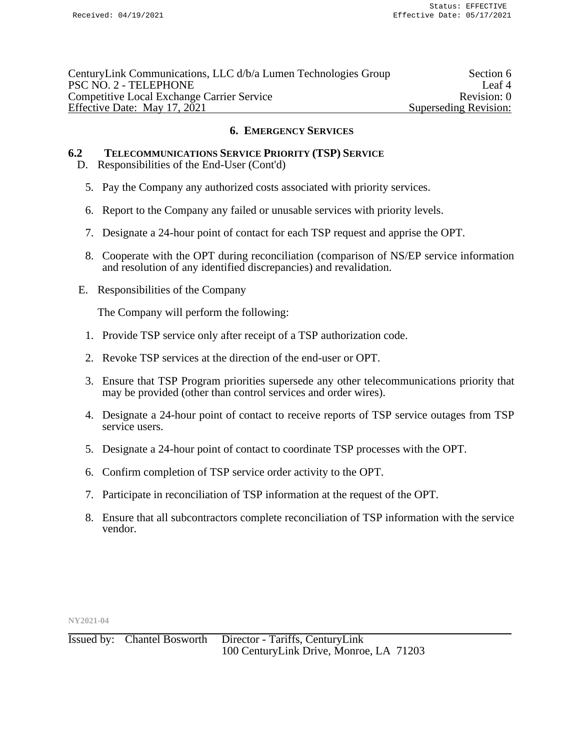## 6. EMERGENCY SERVICES

### 6.2 TELECOMMUNICATIONS SERVICE PRIORITY (TSP) SERVICE

D. Responsibilities of the End-User (Cont'd)

5. Pay the Company any authorized costs associated with priority services.

6. Report to the Company any failed or unusable services with priority levels.

7. Designate a 24-hour point of contact for each TSP request and apprise the OPT.

8. Cooperate with the OPT during reconciliation (comparison of NS/EP service information and resolution of any identified discrepancies) and revalidation.

E. Responsibilities of the Company

The Company will perform the following:

1. Provide TSP service only after receipt of a TSP authorization code.

2. Revoke TSP services at the direction of the end-user or OPT.

3. Ensure that TSP Program priorities supersede any other telecommunications priority that may be provided (other than control services and order wires).

4. Designate a 24-hour point of contact to receive reports of TSP service outages from TSP service users.

5. Designate a 24-hour point of contact to coordinate TSP processes with the OPT.

6. Confirm completion of TSP service order activity to the OPT.

7. Participate in reconciliation of TSP information at the request of the OPT.

8. Ensure that all subcontractors complete reconciliation of TSP information with the service vendor.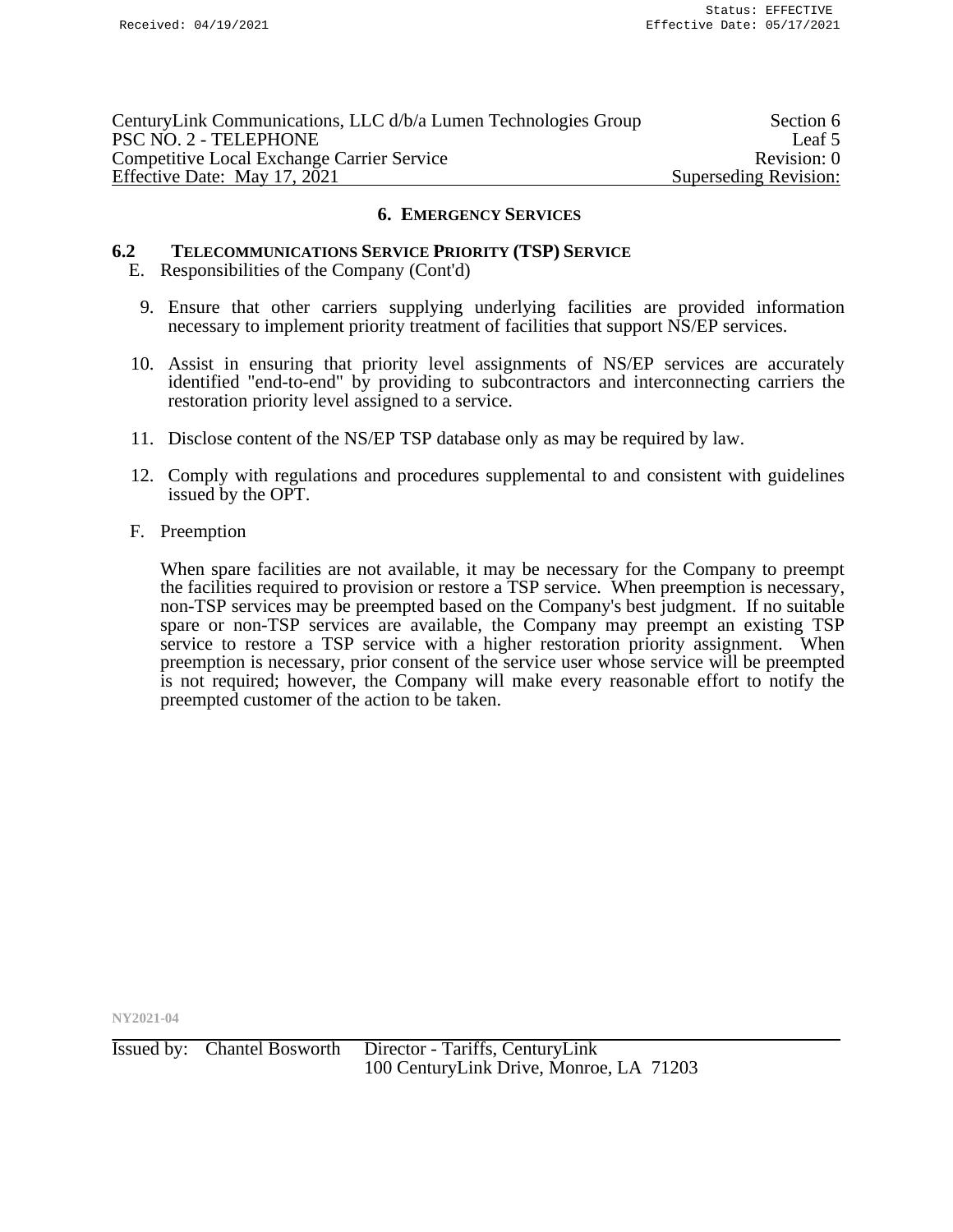## 6. EMERGENCY SERVICES

### 6.2 TELECOMMUNICATIONS SERVICE PRIORITY (TSP) SERVICE

E. Responsibilities of the Company (Cont'd)

9. Ensure that other carriers supplying underlying facilities are provided information necessary to implement priority treatment of facilities that support NS/EP services.

10. Assist in ensuring that priority level assignments of NS/EP services are accurately identified "end-to-end" by providing to subcontractors and interconnecting carriers the restoration priority level assigned to a service.

11. Disclose content of the NS/EP TSP database only as may be required by law.

12. Comply with regulations and procedures supplemental to and consistent with guidelines issued by the OPT.

F. Preemption

When spare facilities are not available, it may be necessary for the Company to preempt the facilities required to provision or restore a TSP service. When preemption is necessary, non-TSP services may be preempted based on the Company's best judgment. If no suitable spare or non-TSP services are available, the Company may preempt an existing TSP service to restore a TSP service with a higher restoration priority assignment. When preemption is necessary, prior consent of the service user whose service will be preempted is not required; however, the Company will make every reasonable effort to notify the preempted customer of the action to be taken.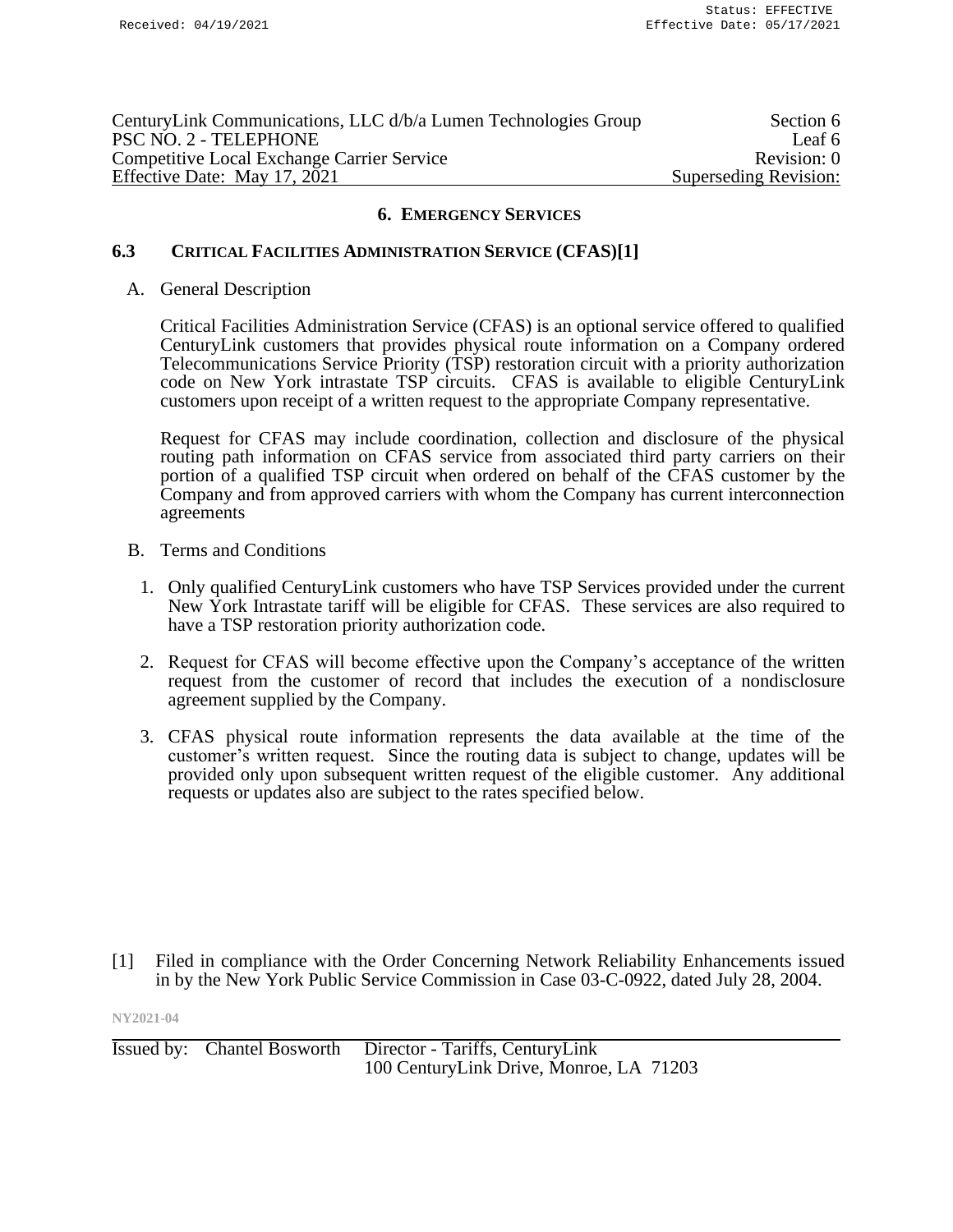## 6. EMERGENCY SERVICES

### 6.3 CRITICAL FACILITIES ADMINISTRATION SERVICE (CFAS)[1]

A. General Description

Critical Facilities Administration Service (CFAS) is an optional service offered to qualified CenturyLink customers that provides physical route information on a Company ordered Telecommunications Service Priority (TSP) restoration circuit with a priority authorization code on New York intrastate TSP circuits. CFAS is available to eligible CenturyLink customers upon receipt of a written request to the appropriate Company representative.

Request for CFAS may include coordination, collection and disclosure of the physical routing path information on CFAS service from associated third party carriers on their portion of a qualified TSP circuit when ordered on behalf of the CFAS customer by the Company and from approved carriers with whom the Company has current interconnection agreements

B. Terms and Conditions

1. Only qualified CenturyLink customers who have TSP Services provided under the current New York Intrastate tariff will be eligible for CFAS. These services are also required to have a TSP restoration priority authorization code.
2. Request for CFAS will become effective upon the Company's acceptance of the written request from the customer of record that includes the execution of a nondisclosure agreement supplied by the Company.
3. CFAS physical route information represents the data available at the time of the customer's written request. Since the routing data is subject to change, updates will be provided only upon subsequent written request of the eligible customer. Any additional requests or updates also are subject to the rates specified below.

[1] Filed in compliance with the Order Concerning Network Reliability Enhancements issued in by the New York Public Service Commission in Case 03-C-0922, dated July 28, 2004.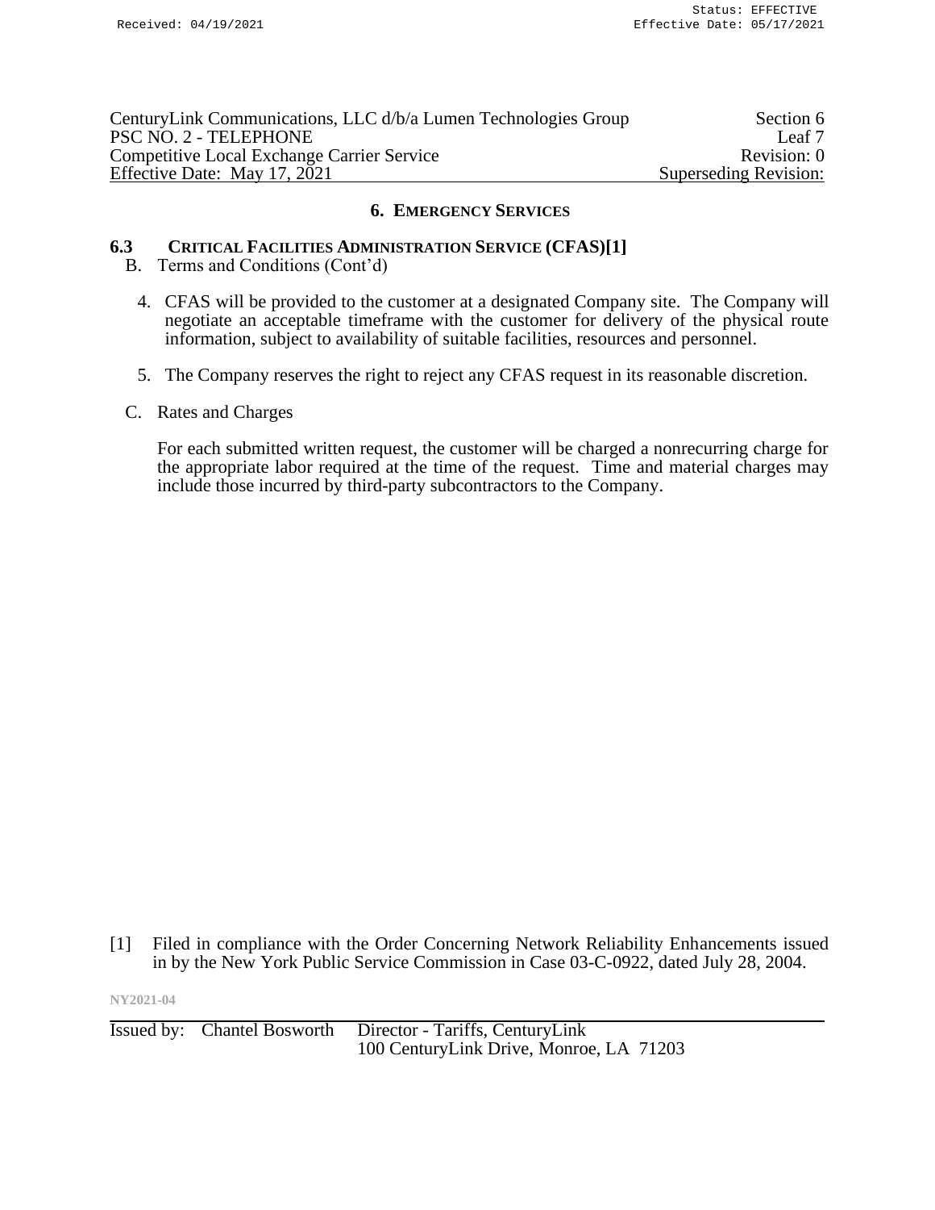## 6. EMERGENCY SERVICES

### 6.3 CRITICAL FACILITIES ADMINISTRATION SERVICE (CFAS)[1]

B. Terms and Conditions (Cont'd)

4. CFAS will be provided to the customer at a designated Company site. The Company will negotiate an acceptable timeframe with the customer for delivery of the physical route information, subject to availability of suitable facilities, resources and personnel.

5. The Company reserves the right to reject any CFAS request in its reasonable discretion.

C. Rates and Charges

For each submitted written request, the customer will be charged a nonrecurring charge for the appropriate labor required at the time of the request. Time and material charges may include those incurred by third-party subcontractors to the Company.

[1] Filed in compliance with the Order Concerning Network Reliability Enhancements issued in by the New York Public Service Commission in Case 03-C-0922, dated July 28, 2004.